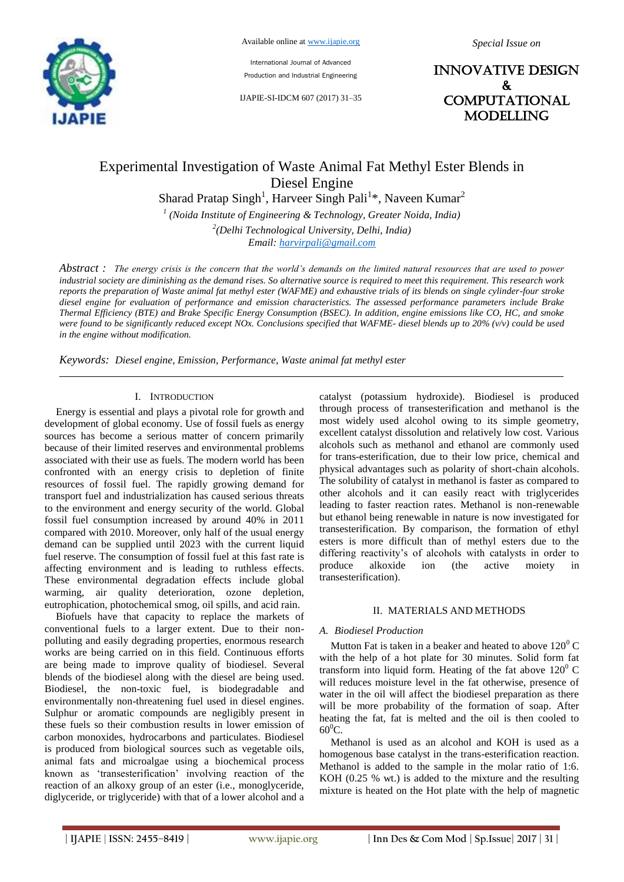# Experimental Investigation of Waste Animal Fat Methyl Ester Blends in Diesel Engine

Sharad Pratap Singh[1], Harveer Singh Pali[1]*, Naveen Kumar[2]

[1] *(Noida Institute of Engineering & Technology, Greater Noida, India)*

[2] *(Delhi Technological University, Delhi, India)*

*Email: harvirpali@gmail.com*

***Abstract :*** *The energy crisis is the concern that the world's demands on the limited natural resources that are used to power industrial society are diminishing as the demand rises. So alternative source is required to meet this requirement. This research work reports the preparation of Waste animal fat methyl ester (WAFME) and exhaustive trials of its blends on single cylinder-four stroke diesel engine for evaluation of performance and emission characteristics. The assessed performance parameters include Brake Thermal Efficiency (BTE) and Brake Specific Energy Consumption (BSEC). In addition, engine emissions like CO, HC, and smoke were found to be significantly reduced except NOx. Conclusions specified that WAFME- diesel blends up to 20% (v/v) could be used in the engine without modification.*

***Keywords:*** *Diesel engine, Emission, Performance, Waste animal fat methyl ester*

## I. Introduction

Energy is essential and plays a pivotal role for growth and development of global economy. Use of fossil fuels as energy sources has become a serious matter of concern primarily because of their limited reserves and environmental problems associated with their use as fuels. The modern world has been confronted with an energy crisis to depletion of finite resources of fossil fuel. The rapidly growing demand for transport fuel and industrialization has caused serious threats to the environment and energy security of the world. Global fossil fuel consumption increased by around 40% in 2011 compared with 2010. Moreover, only half of the usual energy demand can be supplied until 2023 with the current liquid fuel reserve. The consumption of fossil fuel at this fast rate is affecting environment and is leading to ruthless effects. These environmental degradation effects include global warming, air quality deterioration, ozone depletion, eutrophication, photochemical smog, oil spills, and acid rain.

Biofuels have that capacity to replace the markets of conventional fuels to a larger extent. Due to their non-polluting and easily degrading properties, enormous research works are being carried on in this field. Continuous efforts are being made to improve quality of biodiesel. Several blends of the biodiesel along with the diesel are being used. Biodiesel, the non-toxic fuel, is biodegradable and environmentally non-threatening fuel used in diesel engines. Sulphur or aromatic compounds are negligibly present in these fuels so their combustion results in lower emission of carbon monoxides, hydrocarbons and particulates. Biodiesel is produced from biological sources such as vegetable oils, animal fats and microalgae using a biochemical process known as 'transesterification' involving reaction of the reaction of an alkoxy group of an ester (i.e., monoglyceride, diglyceride, or triglyceride) with that of a lower alcohol and a catalyst (potassium hydroxide). Biodiesel is produced through process of transesterification and methanol is the most widely used alcohol owing to its simple geometry, excellent catalyst dissolution and relatively low cost. Various alcohols such as methanol and ethanol are commonly used for trans-esterification, due to their low price, chemical and physical advantages such as polarity of short-chain alcohols. The solubility of catalyst in methanol is faster as compared to other alcohols and it can easily react with triglycerides leading to faster reaction rates. Methanol is non-renewable but ethanol being renewable in nature is now investigated for transesterification. By comparison, the formation of ethyl esters is more difficult than of methyl esters due to the differing reactivity's of alcohols with catalysts in order to produce alkoxide ion (the active moiety in transesterification).

## II. Materials and Methods

### *A. Biodiesel Production*

Mutton Fat is taken in a beaker and heated to above $120^0$ C with the help of a hot plate for 30 minutes. Solid form fat transform into liquid form. Heating of the fat above $120^0$ C will reduces moisture level in the fat otherwise, presence of water in the oil will affect the biodiesel preparation as there will be more probability of the formation of soap. After heating the fat, fat is melted and the oil is then cooled to $60^0$C.

Methanol is used as an alcohol and KOH is used as a homogenous base catalyst in the trans-esterification reaction. Methanol is added to the sample in the molar ratio of 1:6. KOH (0.25 % wt.) is added to the mixture and the resulting mixture is heated on the Hot plate with the help of magnetic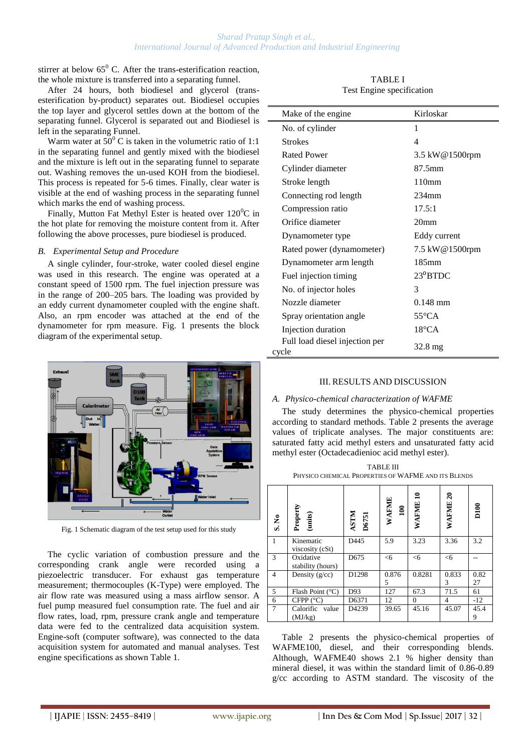stirrer at below $65^0$ C. After the trans-esterification reaction, the whole mixture is transferred into a separating funnel.

After 24 hours, both biodiesel and glycerol (trans-esterification by-product) separates out. Biodiesel occupies the top layer and glycerol settles down at the bottom of the separating funnel. Glycerol is separated out and Biodiesel is left in the separating Funnel.

Warm water at $50^0$ C is taken in the volumetric ratio of 1:1 in the separating funnel and gently mixed with the biodiesel and the mixture is left out in the separating funnel to separate out. Washing removes the un-used KOH from the biodiesel. This process is repeated for 5-6 times. Finally, clear water is visible at the end of washing process in the separating funnel which marks the end of washing process.

Finally, Mutton Fat Methyl Ester is heated over $120^0$C in the hot plate for removing the moisture content from it. After following the above processes, pure biodiesel is produced.

### B. *Experimental Setup and Procedure*

A single cylinder, four-stroke, water cooled diesel engine was used in this research. The engine was operated at a constant speed of 1500 rpm. The fuel injection pressure was in the range of 200–205 bars. The loading was provided by an eddy current dynamometer coupled with the engine shaft. Also, an rpm encoder was attached at the end of the dynamometer for rpm measure. Fig. 1 presents the block diagram of the experimental setup.

Fig. 1 Schematic diagram of the test setup used for this study

The cyclic variation of combustion pressure and the corresponding crank angle were recorded using a piezoelectric transducer. For exhaust gas temperature measurement; thermocouples (K-Type) were employed. The air flow rate was measured using a mass airflow sensor. A fuel pump measured fuel consumption rate. The fuel and air flow rates, load, rpm, pressure crank angle and temperature data were fed to the centralized data acquisition system. Engine-soft (computer software), was connected to the data acquisition system for automated and manual analyses. Test engine specifications as shown Table 1.

TABLE I
Test Engine specification

| Make of the engine | Kirloskar |
|---|---|
| No. of cylinder | 1 |
| Strokes | 4 |
| Rated Power | 3.5 kW@1500rpm |
| Cylinder diameter | 87.5mm |
| Stroke length | 110mm |
| Connecting rod length | 234mm |
| Compression ratio | 17.5:1 |
| Orifice diameter | 20mm |
| Dynamometer type | Eddy current |
| Rated power (dynamometer) | 7.5 kW@1500rpm |
| Dynamometer arm length | 185mm |
| Fuel injection timing | $23^0$BTDC |
| No. of injector holes | 3 |
| Nozzle diameter | 0.148 mm |
| Spray orientation angle | 55°CA |
| Injection duration | 18°CA |
| Full load diesel injection per cycle | 32.8 mg |

## III. RESULTS AND DISCUSSION

### A. *Physico-chemical characterization of WAFME*

The study determines the physico-chemical properties according to standard methods. Table 2 presents the average values of triplicate analyses. The major constituents are: saturated fatty acid methyl esters and unsaturated fatty acid methyl ester (Octadecadienioc acid methyl ester).

TABLE III
PHYSICO CHEMICAL PROPERTIES OF WAFME AND ITS BLENDS

| S. No | Property (units) | ASTM D6751 | WAFME 100 | WAFME 10 | WAFME 20 | D100 |
|---|---|---|---|---|---|---|
| 1 | Kinematic viscosity (cSt) | D445 | 5.9 | 3.23 | 3.36 | 3.2 |
| 3 | Oxidative stability (hours) | D675 | <6 | <6 | <6 | -- |
| 4 | Density (g/cc) | D1298 | 0.8765 | 0.8281 | 0.8333 | 0.8227 |
| 5 | Flash Point (°C) | D93 | 127 | 67.3 | 71.5 | 61 |
| 6 | CFPP (°C) | D6371 | 12 | 0 | 4 | -12 |
| 7 | Calorific value (MJ/kg) | D4239 | 39.65 | 45.16 | 45.07 | 45.49 |

Table 2 presents the physico-chemical properties of WAFME100, diesel, and their corresponding blends. Although, WAFME40 shows 2.1 % higher density than mineral diesel, it was within the standard limit of 0.86-0.89 g/cc according to ASTM standard. The viscosity of the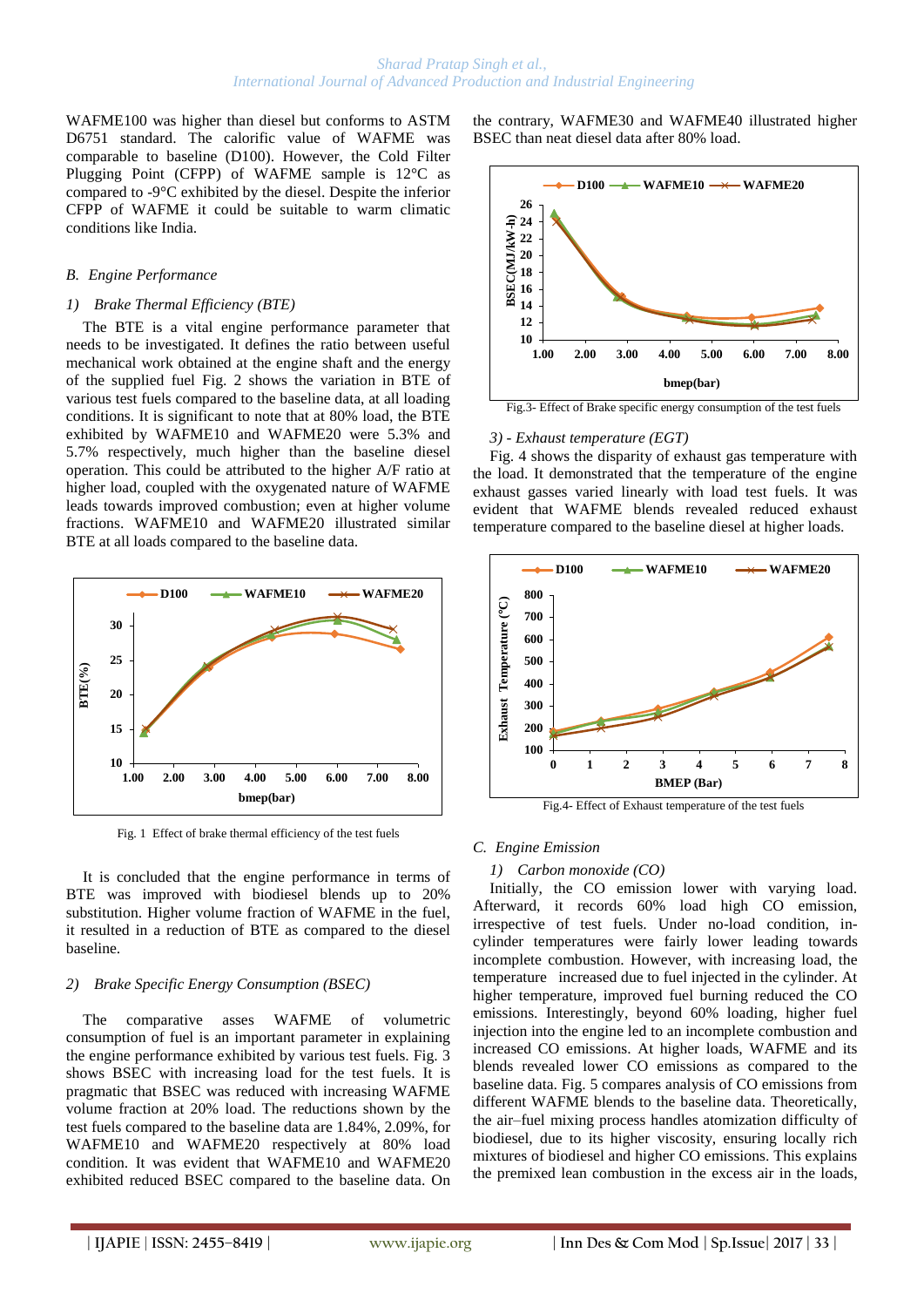WAFME100 was higher than diesel but conforms to ASTM D6751 standard. The calorific value of WAFME was comparable to baseline (D100). However, the Cold Filter Plugging Point (CFPP) of WAFME sample is 12°C as compared to -9°C exhibited by the diesel. Despite the inferior CFPP of WAFME it could be suitable to warm climatic conditions like India.

### *B. Engine Performance*

#### *1) Brake Thermal Efficiency (BTE)*

The BTE is a vital engine performance parameter that needs to be investigated. It defines the ratio between useful mechanical work obtained at the engine shaft and the energy of the supplied fuel Fig. 2 shows the variation in BTE of various test fuels compared to the baseline data, at all loading conditions. It is significant to note that at 80% load, the BTE exhibited by WAFME10 and WAFME20 were 5.3% and 5.7% respectively, much higher than the baseline diesel operation. This could be attributed to the higher A/F ratio at higher load, coupled with the oxygenated nature of WAFME leads towards improved combustion; even at higher volume fractions. WAFME10 and WAFME20 illustrated similar BTE at all loads compared to the baseline data.

Fig. 1 Effect of brake thermal efficiency of the test fuels

It is concluded that the engine performance in terms of BTE was improved with biodiesel blends up to 20% substitution. Higher volume fraction of WAFME in the fuel, it resulted in a reduction of BTE as compared to the diesel baseline.

#### *2) Brake Specific Energy Consumption (BSEC)*

The comparative asses WAFME of volumetric consumption of fuel is an important parameter in explaining the engine performance exhibited by various test fuels. Fig. 3 shows BSEC with increasing load for the test fuels. It is pragmatic that BSEC was reduced with increasing WAFME volume fraction at 20% load. The reductions shown by the test fuels compared to the baseline data are 1.84%, 2.09%, for WAFME10 and WAFME20 respectively at 80% load condition. It was evident that WAFME10 and WAFME20 exhibited reduced BSEC compared to the baseline data. On the contrary, WAFME30 and WAFME40 illustrated higher BSEC than neat diesel data after 80% load.

Fig.3- Effect of Brake specific energy consumption of the test fuels

#### *3) - Exhaust temperature (EGT)*

Fig. 4 shows the disparity of exhaust gas temperature with the load. It demonstrated that the temperature of the engine exhaust gasses varied linearly with load test fuels. It was evident that WAFME blends revealed reduced exhaust temperature compared to the baseline diesel at higher loads.

Fig.4- Effect of Exhaust temperature of the test fuels

### *C. Engine Emission*

#### *1) Carbon monoxide (CO)*

Initially, the CO emission lower with varying load. Afterward, it records 60% load high CO emission, irrespective of test fuels. Under no-load condition, in-cylinder temperatures were fairly lower leading towards incomplete combustion. However, with increasing load, the temperature increased due to fuel injected in the cylinder. At higher temperature, improved fuel burning reduced the CO emissions. Interestingly, beyond 60% loading, higher fuel injection into the engine led to an incomplete combustion and increased CO emissions. At higher loads, WAFME and its blends revealed lower CO emissions as compared to the baseline data. Fig. 5 compares analysis of CO emissions from different WAFME blends to the baseline data. Theoretically, the air–fuel mixing process handles atomization difficulty of biodiesel, due to its higher viscosity, ensuring locally rich mixtures of biodiesel and higher CO emissions. This explains the premixed lean combustion in the excess air in the loads,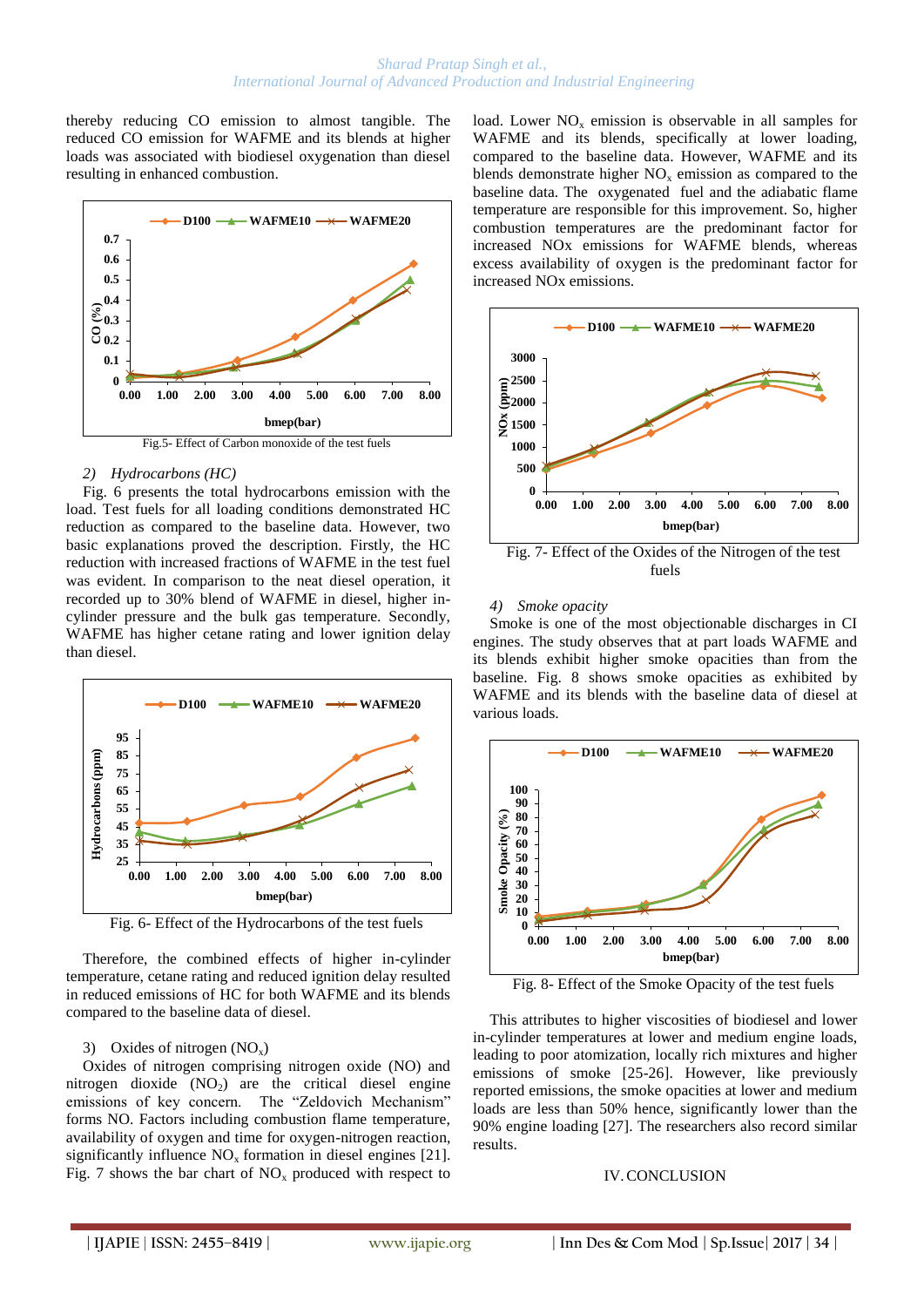thereby reducing CO emission to almost tangible. The reduced CO emission for WAFME and its blends at higher loads was associated with biodiesel oxygenation than diesel resulting in enhanced combustion.

Fig.5- Effect of Carbon monoxide of the test fuels

### 2) *Hydrocarbons (HC)*

Fig. 6 presents the total hydrocarbons emission with the load. Test fuels for all loading conditions demonstrated HC reduction as compared to the baseline data. However, two basic explanations proved the description. Firstly, the HC reduction with increased fractions of WAFME in the test fuel was evident. In comparison to the neat diesel operation, it recorded up to 30% blend of WAFME in diesel, higher in-cylinder pressure and the bulk gas temperature. Secondly, WAFME has higher cetane rating and lower ignition delay than diesel.

Fig. 6- Effect of the Hydrocarbons of the test fuels

Therefore, the combined effects of higher in-cylinder temperature, cetane rating and reduced ignition delay resulted in reduced emissions of HC for both WAFME and its blends compared to the baseline data of diesel.

### 3) Oxides of nitrogen ($NO_x$)

Oxides of nitrogen comprising nitrogen oxide (NO) and nitrogen dioxide ($NO_2$) are the critical diesel engine emissions of key concern. The "Zeldovich Mechanism" forms NO. Factors including combustion flame temperature, availability of oxygen and time for oxygen-nitrogen reaction, significantly influence $NO_x$ formation in diesel engines [21]. Fig. 7 shows the bar chart of $NO_x$ produced with respect to load. Lower $NO_x$ emission is observable in all samples for WAFME and its blends, specifically at lower loading, compared to the baseline data. However, WAFME and its blends demonstrate higher $NO_x$ emission as compared to the baseline data. The oxygenated fuel and the adiabatic flame temperature are responsible for this improvement. So, higher combustion temperatures are the predominant factor for increased NOx emissions for WAFME blends, whereas excess availability of oxygen is the predominant factor for increased NOx emissions.

Fig. 7- Effect of the Oxides of the Nitrogen of the test fuels

### 4) *Smoke opacity*

Smoke is one of the most objectionable discharges in CI engines. The study observes that at part loads WAFME and its blends exhibit higher smoke opacities than from the baseline. Fig. 8 shows smoke opacities as exhibited by WAFME and its blends with the baseline data of diesel at various loads.

Fig. 8- Effect of the Smoke Opacity of the test fuels

This attributes to higher viscosities of biodiesel and lower in-cylinder temperatures at lower and medium engine loads, leading to poor atomization, locally rich mixtures and higher emissions of smoke [25-26]. However, like previously reported emissions, the smoke opacities at lower and medium loads are less than 50% hence, significantly lower than the 90% engine loading [27]. The researchers also record similar results.

## IV. CONCLUSION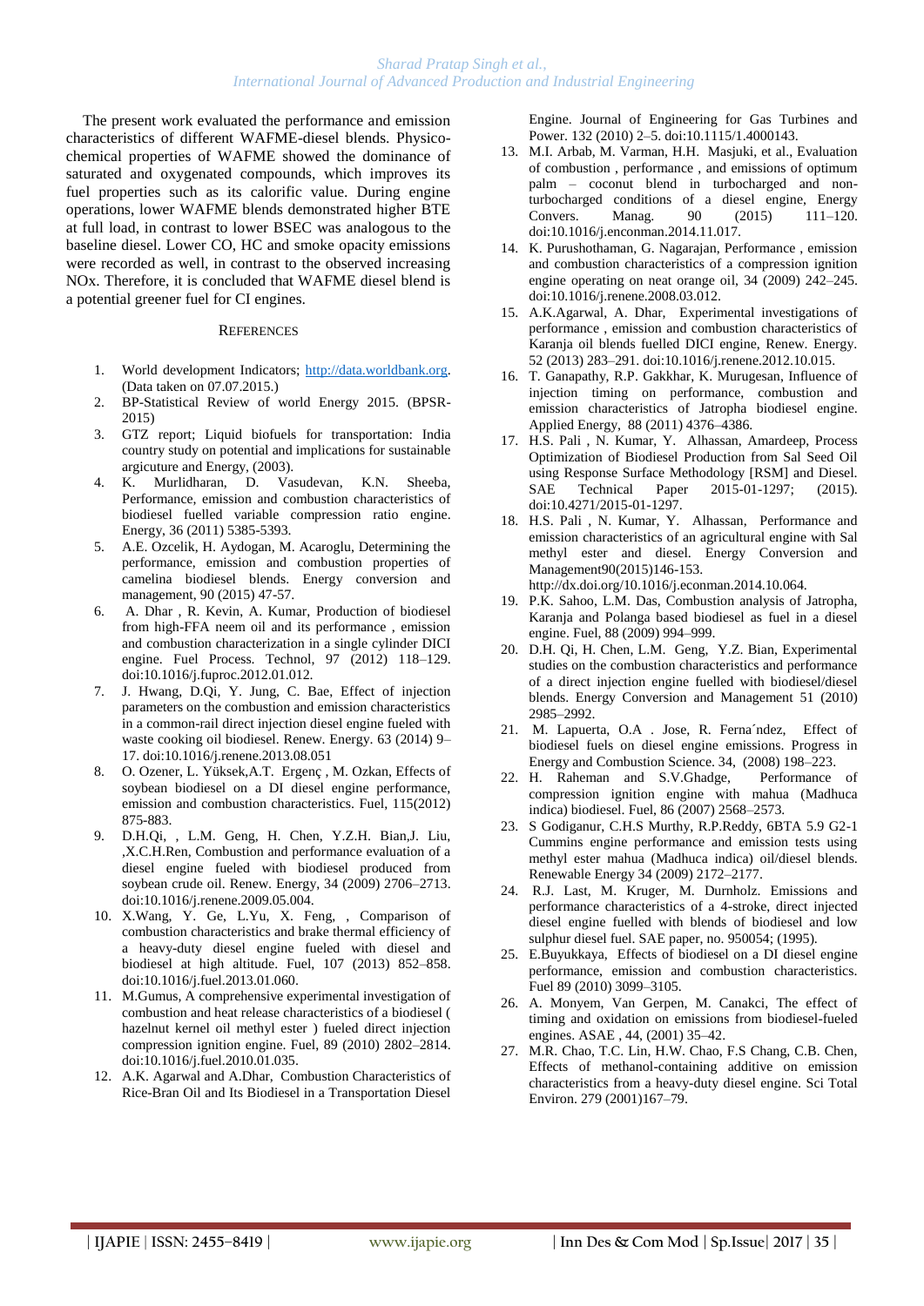The present work evaluated the performance and emission characteristics of different WAFME-diesel blends. Physico-chemical properties of WAFME showed the dominance of saturated and oxygenated compounds, which improves its fuel properties such as its calorific value. During engine operations, lower WAFME blends demonstrated higher BTE at full load, in contrast to lower BSEC was analogous to the baseline diesel. Lower CO, HC and smoke opacity emissions were recorded as well, in contrast to the observed increasing NOx. Therefore, it is concluded that WAFME diesel blend is a potential greener fuel for CI engines.

## REFERENCES

1. World development Indicators; http://data.worldbank.org. (Data taken on 07.07.2015.)
2. BP-Statistical Review of world Energy 2015. (BPSR-2015)
3. GTZ report; Liquid biofuels for transportation: India country study on potential and implications for sustainable argicuture and Energy, (2003).
4. K. Murlidharan, D. Vasudevan, K.N. Sheeba, Performance, emission and combustion characteristics of biodiesel fuelled variable compression ratio engine. Energy, 36 (2011) 5385-5393.
5. A.E. Ozcelik, H. Aydogan, M. Acaroglu, Determining the performance, emission and combustion properties of camelina biodiesel blends. Energy conversion and management, 90 (2015) 47-57.
6. A. Dhar , R. Kevin, A. Kumar, Production of biodiesel from high-FFA neem oil and its performance , emission and combustion characterization in a single cylinder DICI engine. Fuel Process. Technol, 97 (2012) 118–129. doi:10.1016/j.fuproc.2012.01.012.
7. J. Hwang, D.Qi, Y. Jung, C. Bae, Effect of injection parameters on the combustion and emission characteristics in a common-rail direct injection diesel engine fueled with waste cooking oil biodiesel. Renew. Energy. 63 (2014) 9–17. doi:10.1016/j.renene.2013.08.051
8. O. Ozener, L. Yüksek,A.T. Ergenç , M. Ozkan, Effects of soybean biodiesel on a DI diesel engine performance, emission and combustion characteristics. Fuel, 115(2012) 875-883.
9. D.H.Qi, , L.M. Geng, H. Chen, Y.Z.H. Bian,J. Liu, ,X.C.H.Ren, Combustion and performance evaluation of a diesel engine fueled with biodiesel produced from soybean crude oil. Renew. Energy, 34 (2009) 2706–2713. doi:10.1016/j.renene.2009.05.004.
10. X.Wang, Y. Ge, L.Yu, X. Feng, , Comparison of combustion characteristics and brake thermal efficiency of a heavy-duty diesel engine fueled with diesel and biodiesel at high altitude. Fuel, 107 (2013) 852–858. doi:10.1016/j.fuel.2013.01.060.
11. M.Gumus, A comprehensive experimental investigation of combustion and heat release characteristics of a biodiesel ( hazelnut kernel oil methyl ester ) fueled direct injection compression ignition engine. Fuel, 89 (2010) 2802–2814. doi:10.1016/j.fuel.2010.01.035.
12. A.K. Agarwal and A.Dhar, Combustion Characteristics of Rice-Bran Oil and Its Biodiesel in a Transportation Diesel Engine. Journal of Engineering for Gas Turbines and Power. 132 (2010) 2–5. doi:10.1115/1.4000143.
13. M.I. Arbab, M. Varman, H.H. Masjuki, et al., Evaluation of combustion , performance , and emissions of optimum palm – coconut blend in turbocharged and non-turbocharged conditions of a diesel engine, Energy Convers. Manag. 90 (2015) 111–120. doi:10.1016/j.enconman.2014.11.017.
14. K. Purushothaman, G. Nagarajan, Performance , emission and combustion characteristics of a compression ignition engine operating on neat orange oil, 34 (2009) 242–245. doi:10.1016/j.renene.2008.03.012.
15. A.K.Agarwal, A. Dhar, Experimental investigations of performance , emission and combustion characteristics of Karanja oil blends fuelled DICI engine, Renew. Energy. 52 (2013) 283–291. doi:10.1016/j.renene.2012.10.015.
16. T. Ganapathy, R.P. Gakkhar, K. Murugesan, Influence of injection timing on performance, combustion and emission characteristics of Jatropha biodiesel engine. Applied Energy, 88 (2011) 4376–4386.
17. H.S. Pali , N. Kumar, Y. Alhassan, Amardeep, Process Optimization of Biodiesel Production from Sal Seed Oil using Response Surface Methodology [RSM] and Diesel. SAE Technical Paper 2015-01-1297; (2015). doi:10.4271/2015-01-1297.
18. H.S. Pali , N. Kumar, Y. Alhassan, Performance and emission characteristics of an agricultural engine with Sal methyl ester and diesel. Energy Conversion and Management90(2015)146-153. http://dx.doi.org/10.1016/j.econman.2014.10.064.
19. P.K. Sahoo, L.M. Das, Combustion analysis of Jatropha, Karanja and Polanga based biodiesel as fuel in a diesel engine. Fuel, 88 (2009) 994–999.
20. D.H. Qi, H. Chen, L.M. Geng, Y.Z. Bian, Experimental studies on the combustion characteristics and performance of a direct injection engine fuelled with biodiesel/diesel blends. Energy Conversion and Management 51 (2010) 2985–2992.
21. M. Lapuerta, O.A . Jose, R. Ferna´ndez, Effect of biodiesel fuels on diesel engine emissions. Progress in Energy and Combustion Science. 34, (2008) 198–223.
22. H. Raheman and S.V.Ghadge, Performance of compression ignition engine with mahua (Madhuca indica) biodiesel. Fuel, 86 (2007) 2568–2573.
23. S Godiganur, C.H.S Murthy, R.P.Reddy, 6BTA 5.9 G2-1 Cummins engine performance and emission tests using methyl ester mahua (Madhuca indica) oil/diesel blends. Renewable Energy 34 (2009) 2172–2177.
24. R.J. Last, M. Kruger, M. Durnholz. Emissions and performance characteristics of a 4-stroke, direct injected diesel engine fuelled with blends of biodiesel and low sulphur diesel fuel. SAE paper, no. 950054; (1995).
25. E.Buyukkaya, Effects of biodiesel on a DI diesel engine performance, emission and combustion characteristics. Fuel 89 (2010) 3099–3105.
26. A. Monyem, Van Gerpen, M. Canakci, The effect of timing and oxidation on emissions from biodiesel-fueled engines. ASAE , 44, (2001) 35–42.
27. M.R. Chao, T.C. Lin, H.W. Chao, F.S Chang, C.B. Chen, Effects of methanol-containing additive on emission characteristics from a heavy-duty diesel engine. Sci Total Environ. 279 (2001)167–79.